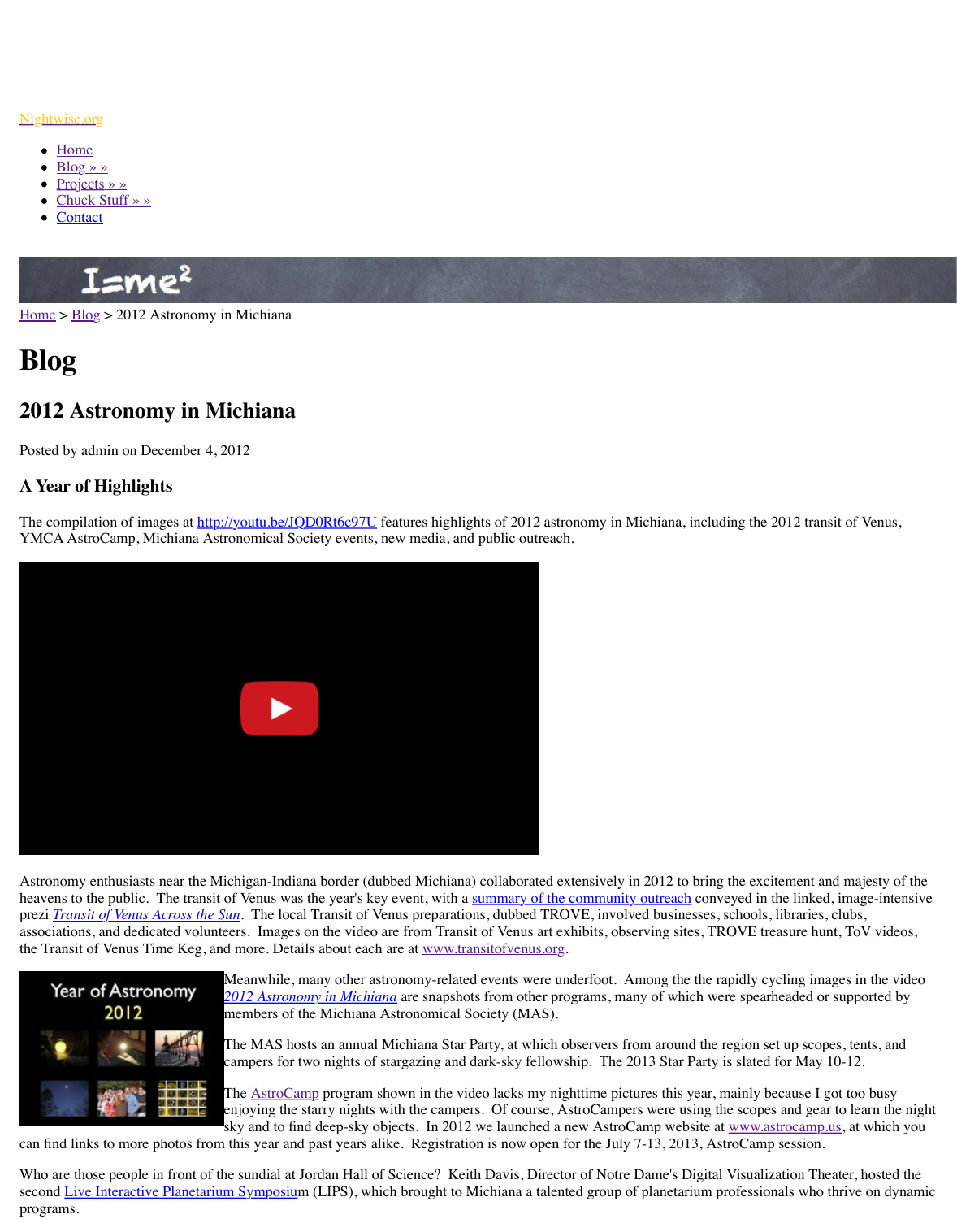Nightwise.org

- Home
- Blog » »
- Projects » »
- Chuck Stuff » »
- Contact

Home > Blog > 2012 Astronomy in Michiana

# Blog

## 2012 Astronomy in Michiana

Posted by admin on December 4, 2012

### A Year of Highlights

The compilation of images at http://youtu.be/JQD0Rt6c97U features highlights of 2012 astronomy in Michiana, including the 2012 transit of Venus, YMCA AstroCamp, Michiana Astronomical Society events, new media, and public outreach.

Astronomy enthusiasts near the Michigan-Indiana border (dubbed Michiana) collaborated extensively in 2012 to bring the excitement and majesty of the heavens to the public. The transit of Venus was the year's key event, with a summary of the community outreach conveyed in the linked, image-intensive prezi *Transit of Venus Across the Sun*. The local Transit of Venus preparations, dubbed TROVE, involved businesses, schools, libraries, clubs, associations, and dedicated volunteers. Images on the video are from Transit of Venus art exhibits, observing sites, TROVE treasure hunt, ToV videos, the Transit of Venus Time Keg, and more. Details about each are at www.transitofvenus.org.

Meanwhile, many other astronomy-related events were underfoot. Among the the rapidly cycling images in the video *2012 Astronomy in Michiana* are snapshots from other programs, many of which were spearheaded or supported by members of the Michiana Astronomical Society (MAS).

The MAS hosts an annual Michiana Star Party, at which observers from around the region set up scopes, tents, and campers for two nights of stargazing and dark-sky fellowship. The 2013 Star Party is slated for May 10-12.

The AstroCamp program shown in the video lacks my nighttime pictures this year, mainly because I got too busy enjoying the starry nights with the campers. Of course, AstroCampers were using the scopes and gear to learn the night sky and to find deep-sky objects. In 2012 we launched a new AstroCamp website at www.astrocamp.us, at which you can find links to more photos from this year and past years alike. Registration is now open for the July 7-13, 2013, AstroCamp session.

Who are those people in front of the sundial at Jordan Hall of Science? Keith Davis, Director of Notre Dame's Digital Visualization Theater, hosted the second Live Interactive Planetarium Symposium (LIPS), which brought to Michiana a talented group of planetarium professionals who thrive on dynamic programs.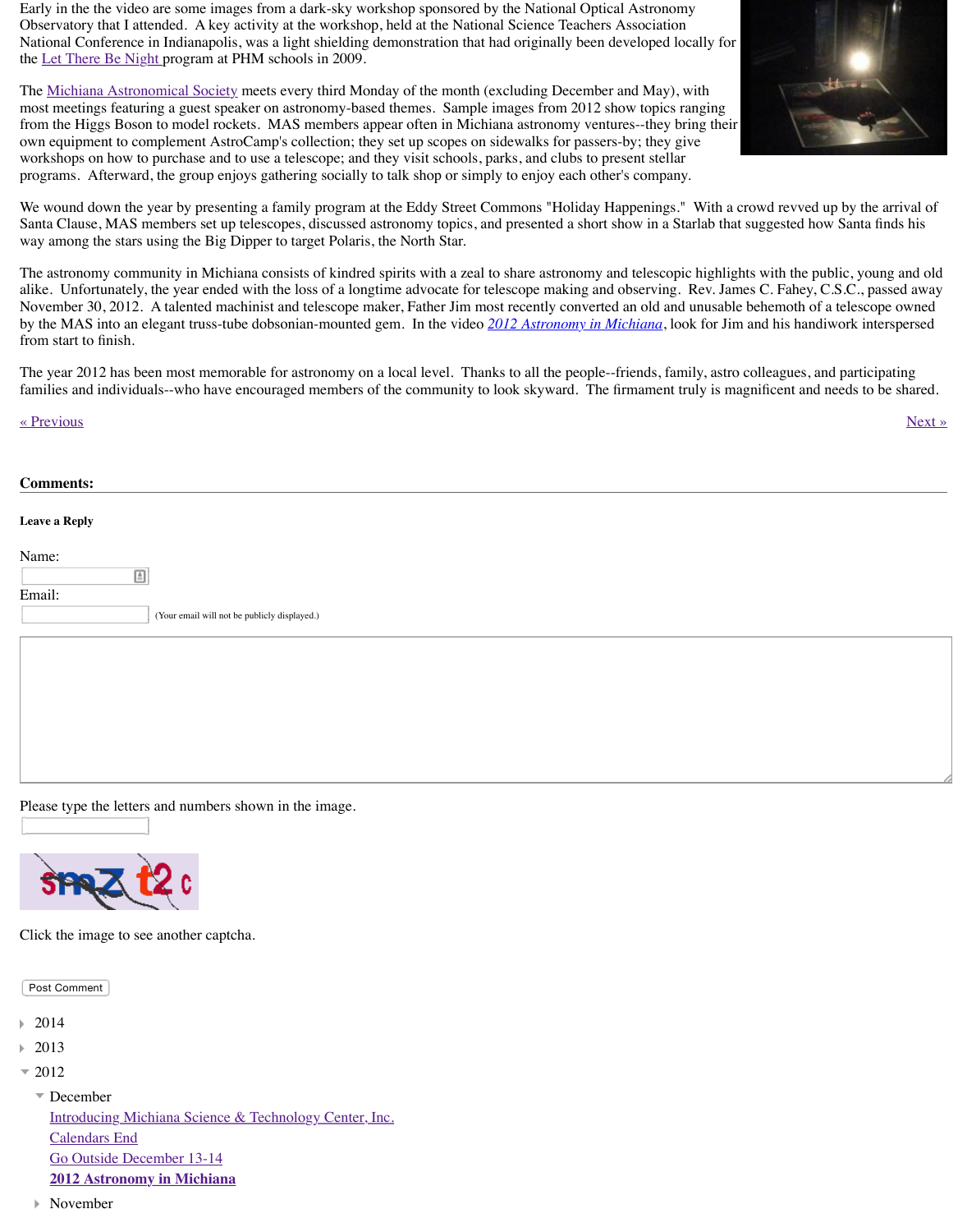Early in the the video are some images from a dark-sky workshop sponsored by the National Optical Astronomy Observatory that I attended. A key activity at the workshop, held at the National Science Teachers Association National Conference in Indianapolis, was a light shielding demonstration that had originally been developed locally for the Let There Be Night program at PHM schools in 2009.

The Michiana Astronomical Society meets every third Monday of the month (excluding December and May), with most meetings featuring a guest speaker on astronomy-based themes. Sample images from 2012 show topics ranging from the Higgs Boson to model rockets. MAS members appear often in Michiana astronomy ventures--they bring their own equipment to complement AstroCamp's collection; they set up scopes on sidewalks for passers-by; they give workshops on how to purchase and to use a telescope; and they visit schools, parks, and clubs to present stellar programs. Afterward, the group enjoys gathering socially to talk shop or simply to enjoy each other's company.

We wound down the year by presenting a family program at the Eddy Street Commons "Holiday Happenings." With a crowd revved up by the arrival of Santa Clause, MAS members set up telescopes, discussed astronomy topics, and presented a short show in a Starlab that suggested how Santa finds his way among the stars using the Big Dipper to target Polaris, the North Star.

The astronomy community in Michiana consists of kindred spirits with a zeal to share astronomy and telescopic highlights with the public, young and old alike. Unfortunately, the year ended with the loss of a longtime advocate for telescope making and observing. Rev. James C. Fahey, C.S.C., passed away November 30, 2012. A talented machinist and telescope maker, Father Jim most recently converted an old and unusable behemoth of a telescope owned by the MAS into an elegant truss-tube dobsonian-mounted gem. In the video *2012 Astronomy in Michiana*, look for Jim and his handiwork interspersed from start to finish.

The year 2012 has been most memorable for astronomy on a local level. Thanks to all the people--friends, family, astro colleagues, and participating families and individuals--who have encouraged members of the community to look skyward. The firmament truly is magnificent and needs to be shared.

« Previous | Next »

### Comments:

#### Leave a Reply

Name:

Email:

(Your email will not be publicly displayed.)

Please type the letters and numbers shown in the image.

Click the image to see another captcha.

Post Comment

- 2014
- 2013
- 2012
  - December
    - Introducing Michiana Science & Technology Center, Inc.
    - Calendars End
    - Go Outside December 13-14
    - **2012 Astronomy in Michiana**
  - November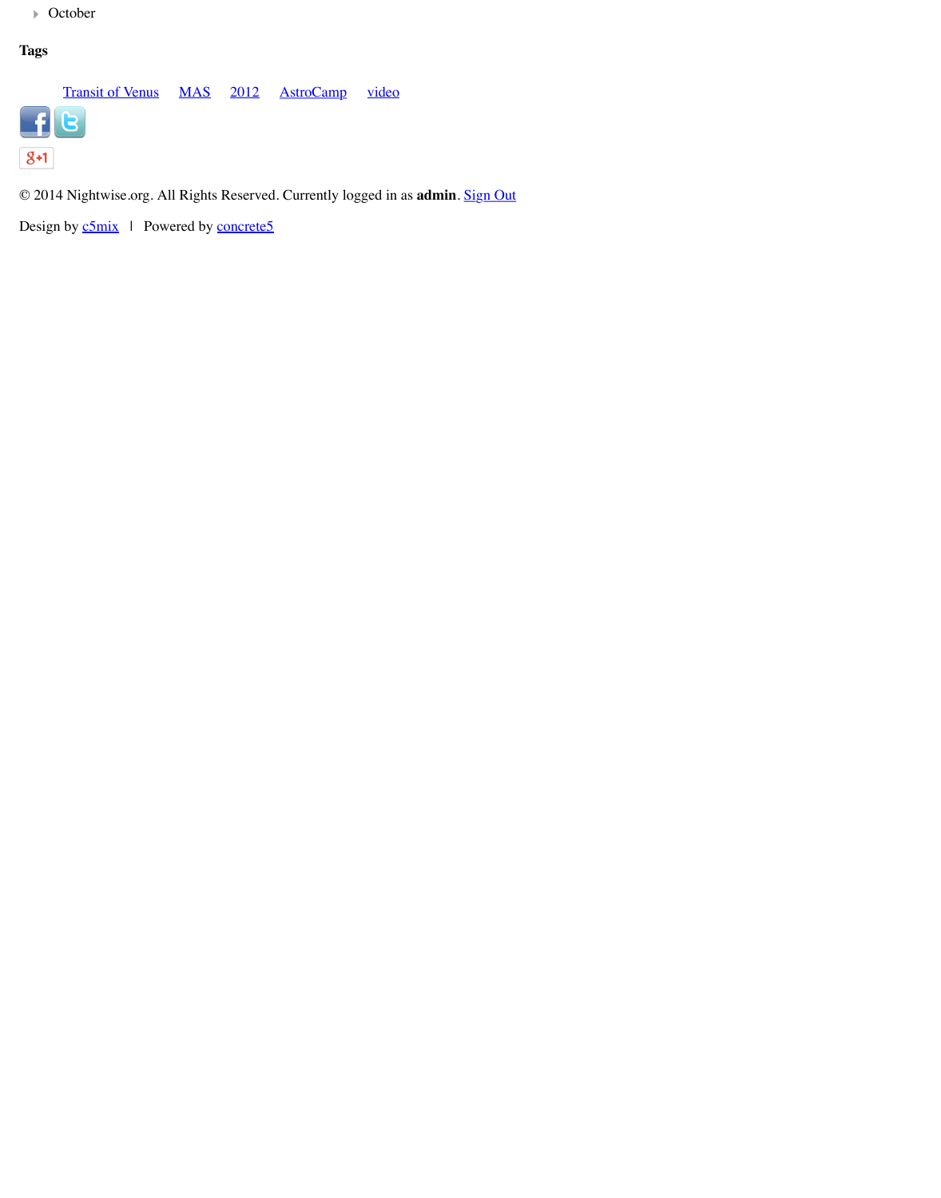- October

#### Tags

Transit of Venus MAS 2012 AstroCamp video

© 2014 Nightwise.org. All Rights Reserved. Currently logged in as **admin**. Sign Out

Design by c5mix | Powered by concrete5